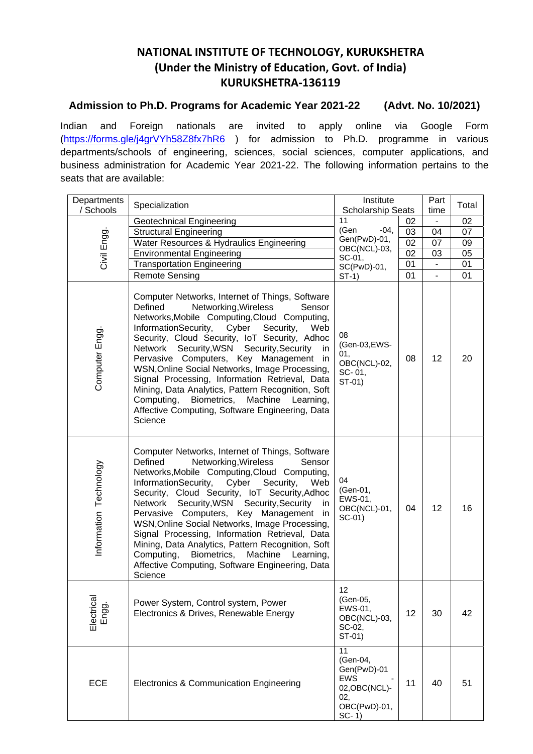# NATIONAL INSTITUTE OF TECHNOLOGY, KURUKSHETRA
## (Under the Ministry of Education, Govt. of India)
## KURUKSHETRA-136119

### Admission to Ph.D. Programs for Academic Year 2021-22 (Advt. No. 10/2021)

Indian and Foreign nationals are invited to apply online via Google Form (https://forms.gle/j4grVYh58Z8fx7hR6 ) for admission to Ph.D. programme in various departments/schools of engineering, sciences, social sciences, computer applications, and business administration for Academic Year 2021-22. The following information pertains to the seats that are available:

| Departments / Schools | Specialization | Institute Scholarship Seats | | Part time | Total |
|---|---|---|---|---|---|
| Civil Engg. | Geotechnical Engineering | 11 (Gen -04, Gen(PwD)-01, OBC(NCL)-03, SC-01, SC(PwD)-01, ST-1) | 02 | - | 02 |
| | Structural Engineering | | 03 | 04 | 07 |
| | Water Resources & Hydraulics Engineering | | 02 | 07 | 09 |
| | Environmental Engineering | | 02 | 03 | 05 |
| | Transportation Engineering | | 01 | - | 01 |
| | Remote Sensing | | 01 | - | 01 |
| Computer Engg. | Computer Networks, Internet of Things, Software Defined Networking,Wireless Sensor Networks,Mobile Computing,Cloud Computing, InformationSecurity, Cyber Security, Web Security, Cloud Security, IoT Security, Adhoc Network Security,WSN Security,Security in Pervasive Computers, Key Management in WSN,Online Social Networks, Image Processing, Signal Processing, Information Retrieval, Data Mining, Data Analytics, Pattern Recognition, Soft Computing, Biometrics, Machine Learning, Affective Computing, Software Engineering, Data Science | 08 (Gen-03,EWS-01, OBC(NCL)-02, SC- 01, ST-01) | 08 | 12 | 20 |
| Information Technology | Computer Networks, Internet of Things, Software Defined Networking,Wireless Sensor Networks,Mobile Computing,Cloud Computing, InformationSecurity, Cyber Security, Web Security, Cloud Security, IoT Security,Adhoc Network Security,WSN Security,Security in Pervasive Computers, Key Management in WSN,Online Social Networks, Image Processing, Signal Processing, Information Retrieval, Data Mining, Data Analytics, Pattern Recognition, Soft Computing, Biometrics, Machine Learning, Affective Computing, Software Engineering, Data Science | 04 (Gen-01, EWS-01, OBC(NCL)-01, SC-01) | 04 | 12 | 16 |
| Electrical Engg. | Power System, Control system, Power Electronics & Drives, Renewable Energy | 12 (Gen-05, EWS-01, OBC(NCL)-03, SC-02, ST-01) | 12 | 30 | 42 |
| ECE | Electronics & Communication Engineering | 11 (Gen-04, Gen(PwD)-01 EWS - 02,OBC(NCL)-02, OBC(PwD)-01, SC- 1) | 11 | 40 | 51 |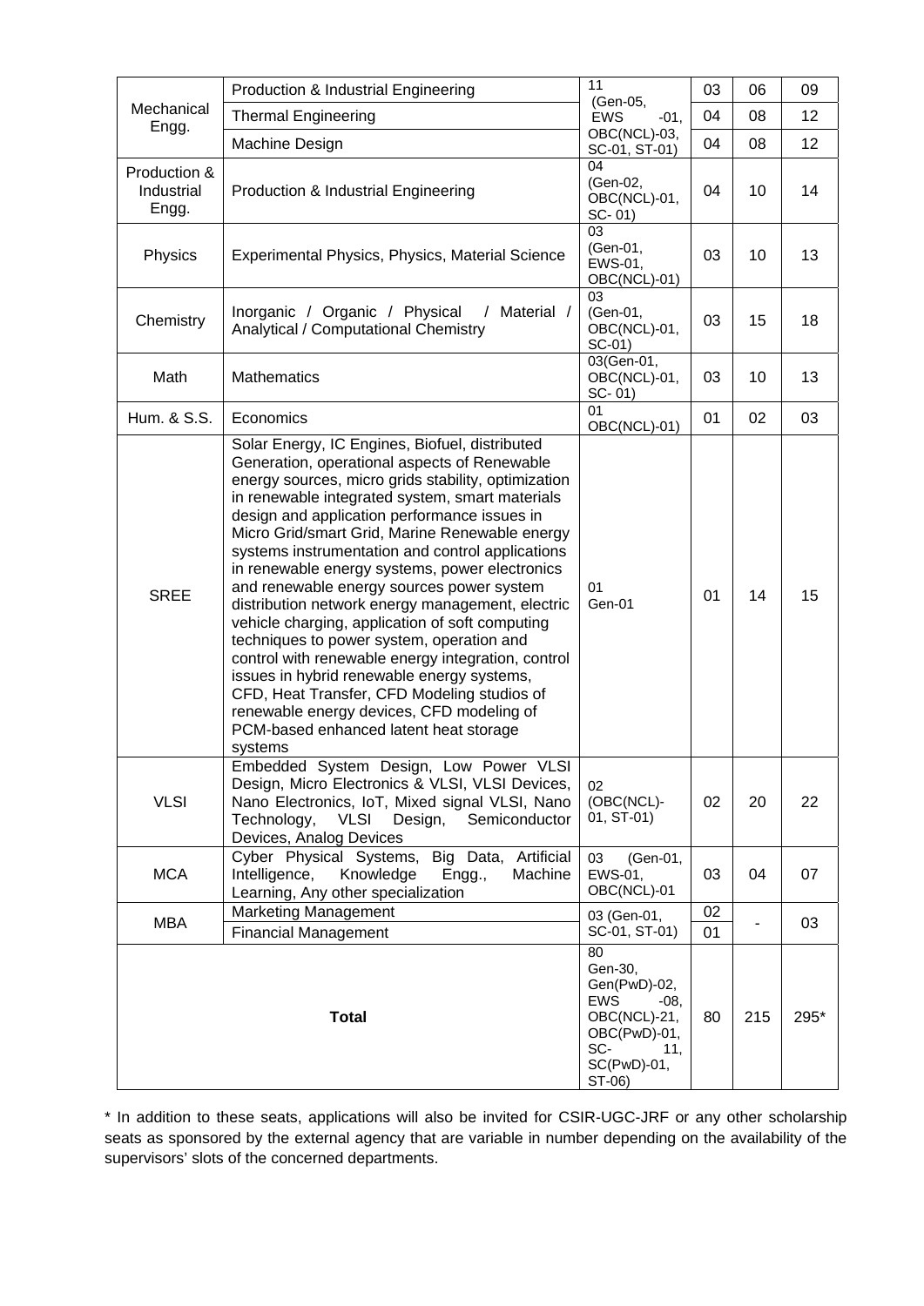| | | | | | |
|---|---|---|---|---|---|
| Mechanical Engg. | Production & Industrial Engineering | 11 (Gen-05, EWS -01, OBC(NCL)-03, SC-01, ST-01) | 03 | 06 | 09 |
| | Thermal Engineering | | 04 | 08 | 12 |
| | Machine Design | | 04 | 08 | 12 |
| Production & Industrial Engg. | Production & Industrial Engineering | 04 (Gen-02, OBC(NCL)-01, SC- 01) | 04 | 10 | 14 |
| Physics | Experimental Physics, Physics, Material Science | 03 (Gen-01, EWS-01, OBC(NCL)-01) | 03 | 10 | 13 |
| Chemistry | Inorganic / Organic / Physical / Material / Analytical / Computational Chemistry | 03 (Gen-01, OBC(NCL)-01, SC-01) | 03 | 15 | 18 |
| Math | Mathematics | 03(Gen-01, OBC(NCL)-01, SC- 01) | 03 | 10 | 13 |
| Hum. & S.S. | Economics | 01 OBC(NCL)-01) | 01 | 02 | 03 |
| SREE | Solar Energy, IC Engines, Biofuel, distributed Generation, operational aspects of Renewable energy sources, micro grids stability, optimization in renewable integrated system, smart materials design and application performance issues in Micro Grid/smart Grid, Marine Renewable energy systems instrumentation and control applications in renewable energy systems, power electronics and renewable energy sources power system distribution network energy management, electric vehicle charging, application of soft computing techniques to power system, operation and control with renewable energy integration, control issues in hybrid renewable energy systems, CFD, Heat Transfer, CFD Modeling studios of renewable energy devices, CFD modeling of PCM-based enhanced latent heat storage systems | 01 Gen-01 | 01 | 14 | 15 |
| VLSI | Embedded System Design, Low Power VLSI Design, Micro Electronics & VLSI, VLSI Devices, Nano Electronics, IoT, Mixed signal VLSI, Nano Technology, VLSI Design, Semiconductor Devices, Analog Devices | 02 (OBC(NCL)-01, ST-01) | 02 | 20 | 22 |
| MCA | Cyber Physical Systems, Big Data, Artificial Intelligence, Knowledge Engg., Machine Learning, Any other specialization | 03 (Gen-01, EWS-01, OBC(NCL)-01 | 03 | 04 | 07 |
| MBA | Marketing Management | 03 (Gen-01, SC-01, ST-01) | 02 | - | 03 |
| | Financial Management | | 01 | | |
| **Total** | | 80 Gen-30, Gen(PwD)-02, EWS -08, OBC(NCL)-21, OBC(PwD)-01, SC- 11, SC(PwD)-01, ST-06) | 80 | 215 | 295* |

\* In addition to these seats, applications will also be invited for CSIR-UGC-JRF or any other scholarship seats as sponsored by the external agency that are variable in number depending on the availability of the supervisors' slots of the concerned departments.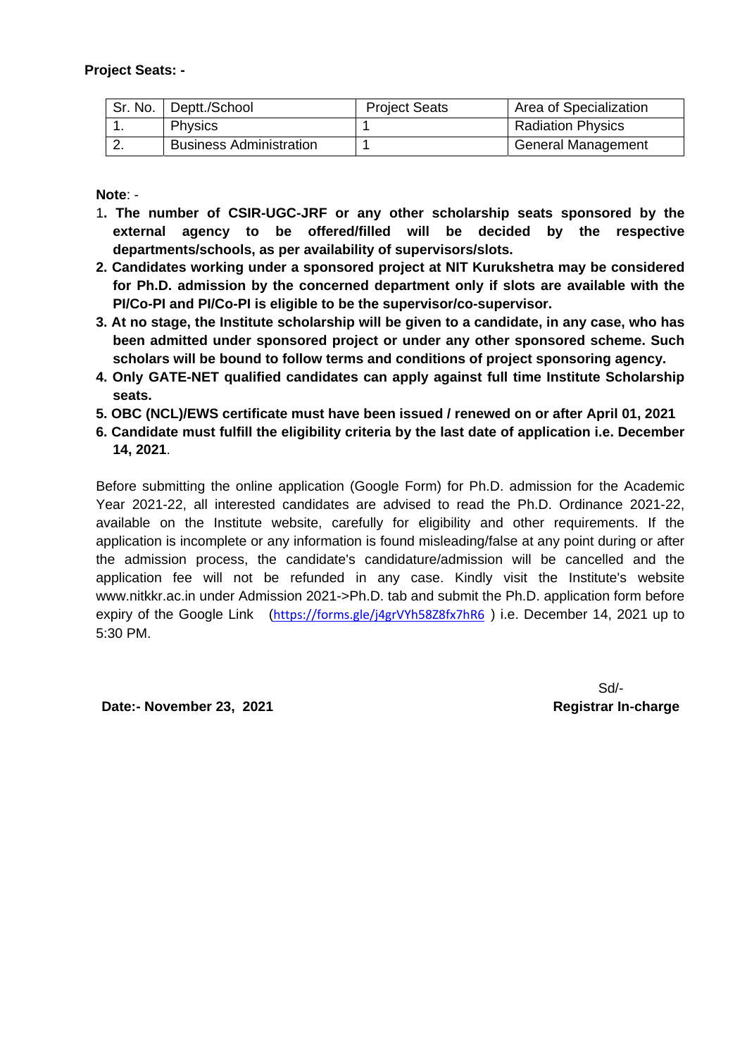**Project Seats: -**

| Sr. No. | Deptt./School | Project Seats | Area of Specialization |
|---|---|---|---|
| 1. | Physics | 1 | Radiation Physics |
| 2. | Business Administration | 1 | General Management |

**Note**: -

1. **The number of CSIR-UGC-JRF or any other scholarship seats sponsored by the external agency to be offered/filled will be decided by the respective departments/schools, as per availability of supervisors/slots.**
2. **Candidates working under a sponsored project at NIT Kurukshetra may be considered for Ph.D. admission by the concerned department only if slots are available with the PI/Co-PI and PI/Co-PI is eligible to be the supervisor/co-supervisor.**
3. **At no stage, the Institute scholarship will be given to a candidate, in any case, who has been admitted under sponsored project or under any other sponsored scheme. Such scholars will be bound to follow terms and conditions of project sponsoring agency.**
4. **Only GATE-NET qualified candidates can apply against full time Institute Scholarship seats.**
5. **OBC (NCL)/EWS certificate must have been issued / renewed on or after April 01, 2021**
6. **Candidate must fulfill the eligibility criteria by the last date of application i.e. December 14, 2021**.

Before submitting the online application (Google Form) for Ph.D. admission for the Academic Year 2021-22, all interested candidates are advised to read the Ph.D. Ordinance 2021-22, available on the Institute website, carefully for eligibility and other requirements. If the application is incomplete or any information is found misleading/false at any point during or after the admission process, the candidate's candidature/admission will be cancelled and the application fee will not be refunded in any case. Kindly visit the Institute's website www.nitkkr.ac.in under Admission 2021->Ph.D. tab and submit the Ph.D. application form before expiry of the Google Link (https://forms.gle/j4grVYh58Z8fx7hR6 ) i.e. December 14, 2021 up to 5:30 PM.

Sd/-

**Date:- November 23, 2021** **Registrar In-charge**